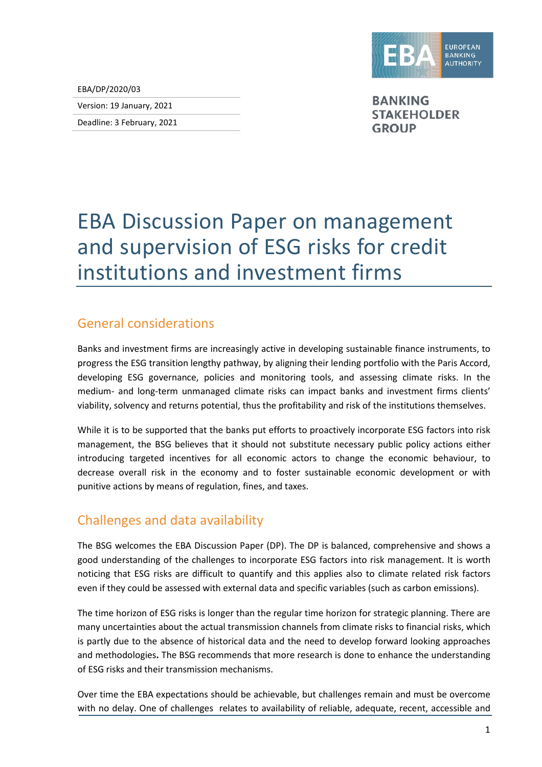EBA/DP/2020/03

Version: 19 January, 2021

Deadline: 3 February, 2021

EUROPEAN BANKING AUTHORITY

BANKING STAKEHOLDER GROUP

# EBA Discussion Paper on management and supervision of ESG risks for credit institutions and investment firms

## General considerations

Banks and investment firms are increasingly active in developing sustainable finance instruments, to progress the ESG transition lengthy pathway, by aligning their lending portfolio with the Paris Accord, developing ESG governance, policies and monitoring tools, and assessing climate risks. In the medium- and long-term unmanaged climate risks can impact banks and investment firms clients' viability, solvency and returns potential, thus the profitability and risk of the institutions themselves.

While it is to be supported that the banks put efforts to proactively incorporate ESG factors into risk management, the BSG believes that it should not substitute necessary public policy actions either introducing targeted incentives for all economic actors to change the economic behaviour, to decrease overall risk in the economy and to foster sustainable economic development or with punitive actions by means of regulation, fines, and taxes.

## Challenges and data availability

The BSG welcomes the EBA Discussion Paper (DP). The DP is balanced, comprehensive and shows a good understanding of the challenges to incorporate ESG factors into risk management. It is worth noticing that ESG risks are difficult to quantify and this applies also to climate related risk factors even if they could be assessed with external data and specific variables (such as carbon emissions).

The time horizon of ESG risks is longer than the regular time horizon for strategic planning. There are many uncertainties about the actual transmission channels from climate risks to financial risks, which is partly due to the absence of historical data and the need to develop forward looking approaches and methodologies. The BSG recommends that more research is done to enhance the understanding of ESG risks and their transmission mechanisms.

Over time the EBA expectations should be achievable, but challenges remain and must be overcome with no delay. One of challenges relates to availability of reliable, adequate, recent, accessible and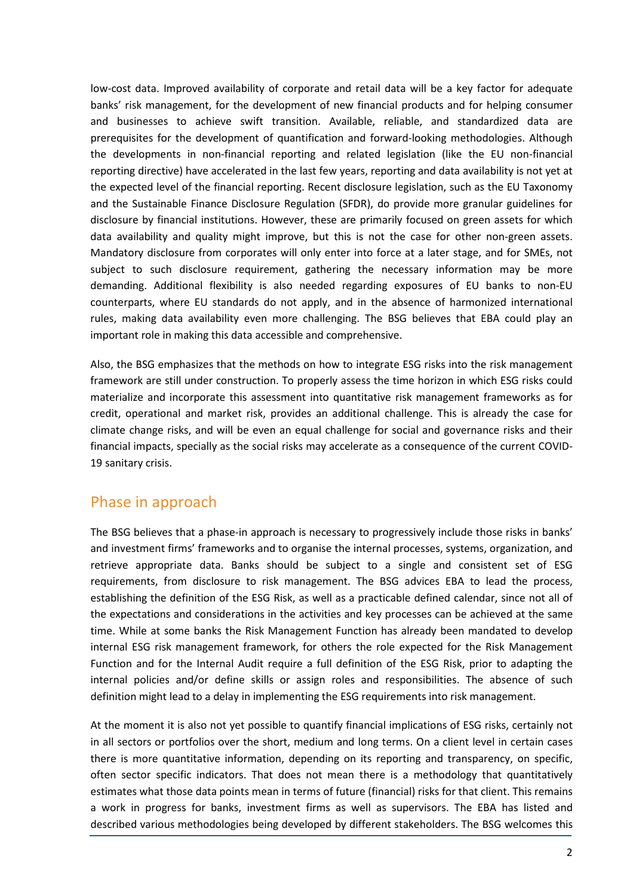low-cost data. Improved availability of corporate and retail data will be a key factor for adequate banks' risk management, for the development of new financial products and for helping consumer and businesses to achieve swift transition. Available, reliable, and standardized data are prerequisites for the development of quantification and forward-looking methodologies. Although the developments in non-financial reporting and related legislation (like the EU non-financial reporting directive) have accelerated in the last few years, reporting and data availability is not yet at the expected level of the financial reporting. Recent disclosure legislation, such as the EU Taxonomy and the Sustainable Finance Disclosure Regulation (SFDR), do provide more granular guidelines for disclosure by financial institutions. However, these are primarily focused on green assets for which data availability and quality might improve, but this is not the case for other non-green assets. Mandatory disclosure from corporates will only enter into force at a later stage, and for SMEs, not subject to such disclosure requirement, gathering the necessary information may be more demanding. Additional flexibility is also needed regarding exposures of EU banks to non-EU counterparts, where EU standards do not apply, and in the absence of harmonized international rules, making data availability even more challenging. The BSG believes that EBA could play an important role in making this data accessible and comprehensive.

Also, the BSG emphasizes that the methods on how to integrate ESG risks into the risk management framework are still under construction. To properly assess the time horizon in which ESG risks could materialize and incorporate this assessment into quantitative risk management frameworks as for credit, operational and market risk, provides an additional challenge. This is already the case for climate change risks, and will be even an equal challenge for social and governance risks and their financial impacts, specially as the social risks may accelerate as a consequence of the current COVID-19 sanitary crisis.

## Phase in approach

The BSG believes that a phase-in approach is necessary to progressively include those risks in banks' and investment firms' frameworks and to organise the internal processes, systems, organization, and retrieve appropriate data. Banks should be subject to a single and consistent set of ESG requirements, from disclosure to risk management. The BSG advices EBA to lead the process, establishing the definition of the ESG Risk, as well as a practicable defined calendar, since not all of the expectations and considerations in the activities and key processes can be achieved at the same time. While at some banks the Risk Management Function has already been mandated to develop internal ESG risk management framework, for others the role expected for the Risk Management Function and for the Internal Audit require a full definition of the ESG Risk, prior to adapting the internal policies and/or define skills or assign roles and responsibilities. The absence of such definition might lead to a delay in implementing the ESG requirements into risk management.

At the moment it is also not yet possible to quantify financial implications of ESG risks, certainly not in all sectors or portfolios over the short, medium and long terms. On a client level in certain cases there is more quantitative information, depending on its reporting and transparency, on specific, often sector specific indicators. That does not mean there is a methodology that quantitatively estimates what those data points mean in terms of future (financial) risks for that client. This remains a work in progress for banks, investment firms as well as supervisors. The EBA has listed and described various methodologies being developed by different stakeholders. The BSG welcomes this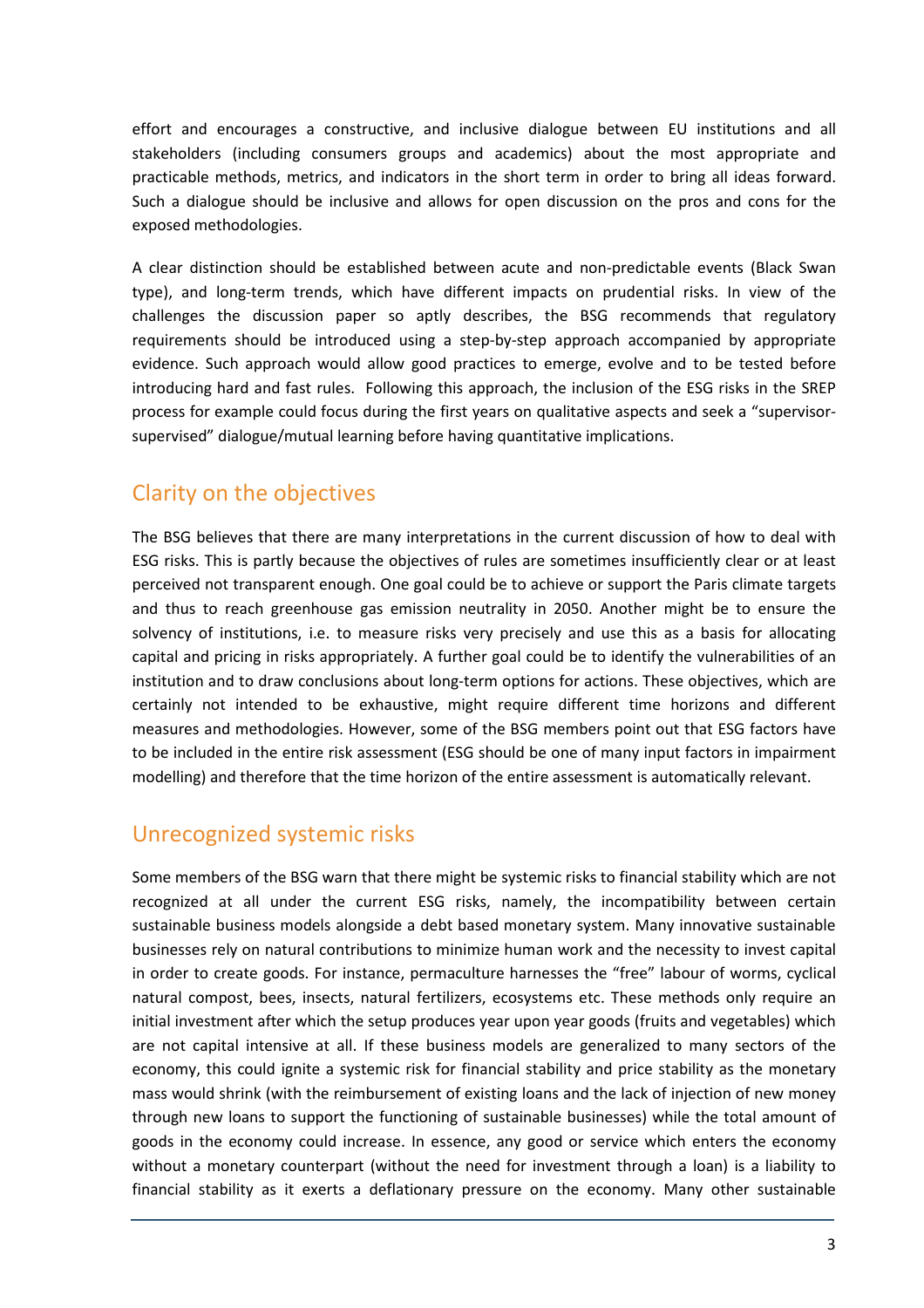effort and encourages a constructive, and inclusive dialogue between EU institutions and all stakeholders (including consumers groups and academics) about the most appropriate and practicable methods, metrics, and indicators in the short term in order to bring all ideas forward. Such a dialogue should be inclusive and allows for open discussion on the pros and cons for the exposed methodologies.

A clear distinction should be established between acute and non-predictable events (Black Swan type), and long-term trends, which have different impacts on prudential risks. In view of the challenges the discussion paper so aptly describes, the BSG recommends that regulatory requirements should be introduced using a step-by-step approach accompanied by appropriate evidence. Such approach would allow good practices to emerge, evolve and to be tested before introducing hard and fast rules. Following this approach, the inclusion of the ESG risks in the SREP process for example could focus during the first years on qualitative aspects and seek a "supervisor-supervised" dialogue/mutual learning before having quantitative implications.

## Clarity on the objectives

The BSG believes that there are many interpretations in the current discussion of how to deal with ESG risks. This is partly because the objectives of rules are sometimes insufficiently clear or at least perceived not transparent enough. One goal could be to achieve or support the Paris climate targets and thus to reach greenhouse gas emission neutrality in 2050. Another might be to ensure the solvency of institutions, i.e. to measure risks very precisely and use this as a basis for allocating capital and pricing in risks appropriately. A further goal could be to identify the vulnerabilities of an institution and to draw conclusions about long-term options for actions. These objectives, which are certainly not intended to be exhaustive, might require different time horizons and different measures and methodologies. However, some of the BSG members point out that ESG factors have to be included in the entire risk assessment (ESG should be one of many input factors in impairment modelling) and therefore that the time horizon of the entire assessment is automatically relevant.

## Unrecognized systemic risks

Some members of the BSG warn that there might be systemic risks to financial stability which are not recognized at all under the current ESG risks, namely, the incompatibility between certain sustainable business models alongside a debt based monetary system. Many innovative sustainable businesses rely on natural contributions to minimize human work and the necessity to invest capital in order to create goods. For instance, permaculture harnesses the "free" labour of worms, cyclical natural compost, bees, insects, natural fertilizers, ecosystems etc. These methods only require an initial investment after which the setup produces year upon year goods (fruits and vegetables) which are not capital intensive at all. If these business models are generalized to many sectors of the economy, this could ignite a systemic risk for financial stability and price stability as the monetary mass would shrink (with the reimbursement of existing loans and the lack of injection of new money through new loans to support the functioning of sustainable businesses) while the total amount of goods in the economy could increase. In essence, any good or service which enters the economy without a monetary counterpart (without the need for investment through a loan) is a liability to financial stability as it exerts a deflationary pressure on the economy. Many other sustainable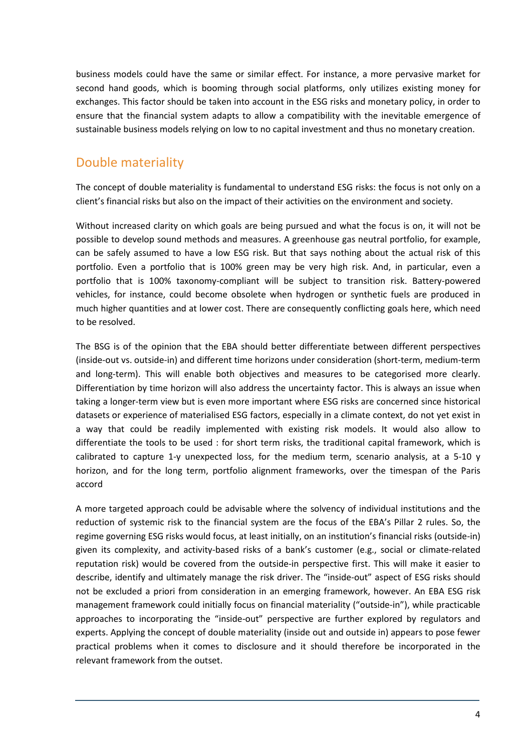business models could have the same or similar effect. For instance, a more pervasive market for second hand goods, which is booming through social platforms, only utilizes existing money for exchanges. This factor should be taken into account in the ESG risks and monetary policy, in order to ensure that the financial system adapts to allow a compatibility with the inevitable emergence of sustainable business models relying on low to no capital investment and thus no monetary creation.

## Double materiality

The concept of double materiality is fundamental to understand ESG risks: the focus is not only on a client's financial risks but also on the impact of their activities on the environment and society.

Without increased clarity on which goals are being pursued and what the focus is on, it will not be possible to develop sound methods and measures. A greenhouse gas neutral portfolio, for example, can be safely assumed to have a low ESG risk. But that says nothing about the actual risk of this portfolio. Even a portfolio that is 100% green may be very high risk. And, in particular, even a portfolio that is 100% taxonomy-compliant will be subject to transition risk. Battery-powered vehicles, for instance, could become obsolete when hydrogen or synthetic fuels are produced in much higher quantities and at lower cost. There are consequently conflicting goals here, which need to be resolved.

The BSG is of the opinion that the EBA should better differentiate between different perspectives (inside-out vs. outside-in) and different time horizons under consideration (short-term, medium-term and long-term). This will enable both objectives and measures to be categorised more clearly. Differentiation by time horizon will also address the uncertainty factor. This is always an issue when taking a longer-term view but is even more important where ESG risks are concerned since historical datasets or experience of materialised ESG factors, especially in a climate context, do not yet exist in a way that could be readily implemented with existing risk models. It would also allow to differentiate the tools to be used : for short term risks, the traditional capital framework, which is calibrated to capture 1-y unexpected loss, for the medium term, scenario analysis, at a 5-10 y horizon, and for the long term, portfolio alignment frameworks, over the timespan of the Paris accord

A more targeted approach could be advisable where the solvency of individual institutions and the reduction of systemic risk to the financial system are the focus of the EBA's Pillar 2 rules. So, the regime governing ESG risks would focus, at least initially, on an institution's financial risks (outside-in) given its complexity, and activity-based risks of a bank's customer (e.g., social or climate-related reputation risk) would be covered from the outside-in perspective first. This will make it easier to describe, identify and ultimately manage the risk driver. The "inside-out" aspect of ESG risks should not be excluded a priori from consideration in an emerging framework, however. An EBA ESG risk management framework could initially focus on financial materiality ("outside-in"), while practicable approaches to incorporating the "inside-out" perspective are further explored by regulators and experts. Applying the concept of double materiality (inside out and outside in) appears to pose fewer practical problems when it comes to disclosure and it should therefore be incorporated in the relevant framework from the outset.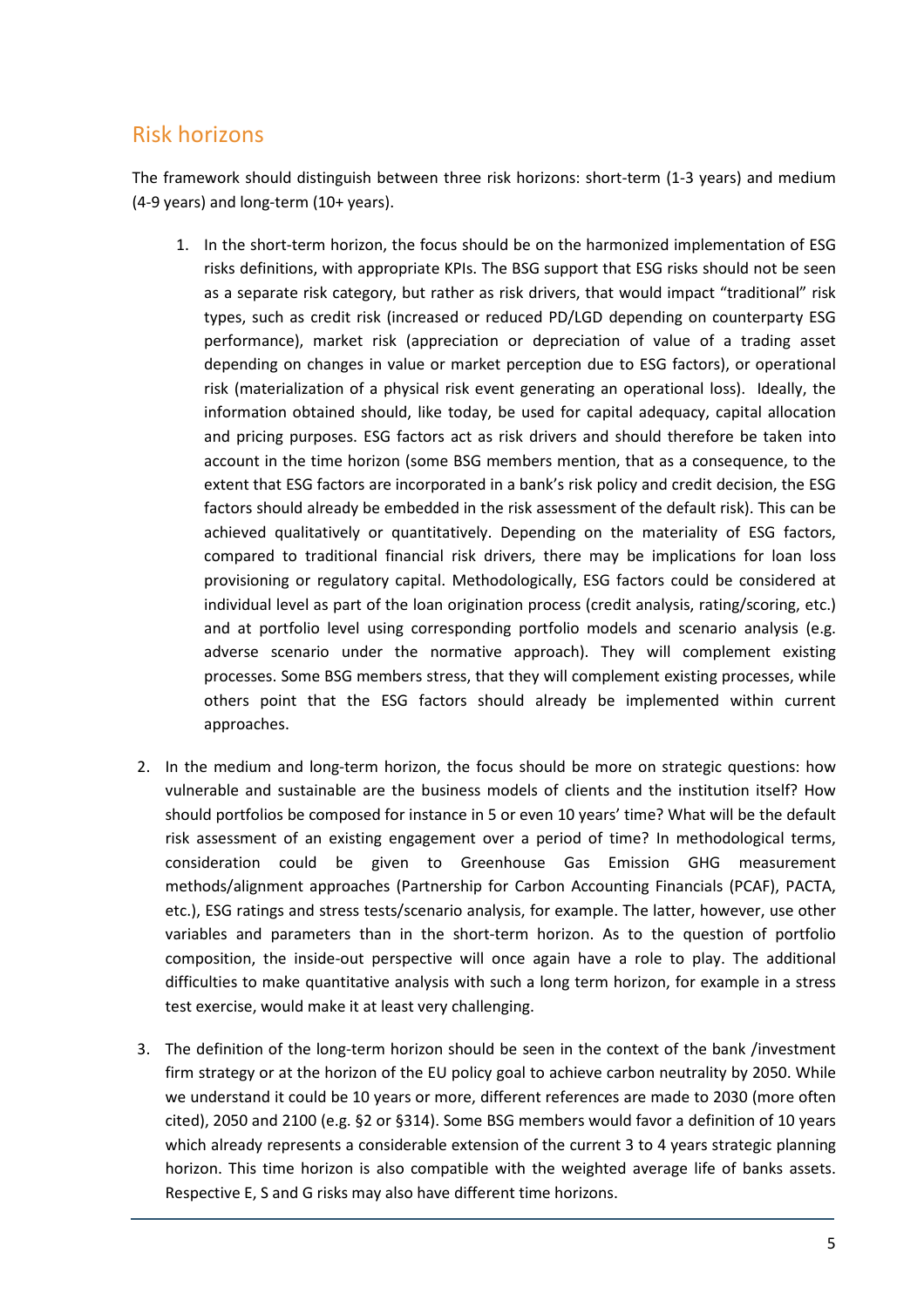## Risk horizons

The framework should distinguish between three risk horizons: short-term (1-3 years) and medium (4-9 years) and long-term (10+ years).

1. In the short-term horizon, the focus should be on the harmonized implementation of ESG risks definitions, with appropriate KPIs. The BSG support that ESG risks should not be seen as a separate risk category, but rather as risk drivers, that would impact "traditional" risk types, such as credit risk (increased or reduced PD/LGD depending on counterparty ESG performance), market risk (appreciation or depreciation of value of a trading asset depending on changes in value or market perception due to ESG factors), or operational risk (materialization of a physical risk event generating an operational loss). Ideally, the information obtained should, like today, be used for capital adequacy, capital allocation and pricing purposes. ESG factors act as risk drivers and should therefore be taken into account in the time horizon (some BSG members mention, that as a consequence, to the extent that ESG factors are incorporated in a bank's risk policy and credit decision, the ESG factors should already be embedded in the risk assessment of the default risk). This can be achieved qualitatively or quantitatively. Depending on the materiality of ESG factors, compared to traditional financial risk drivers, there may be implications for loan loss provisioning or regulatory capital. Methodologically, ESG factors could be considered at individual level as part of the loan origination process (credit analysis, rating/scoring, etc.) and at portfolio level using corresponding portfolio models and scenario analysis (e.g. adverse scenario under the normative approach). They will complement existing processes. Some BSG members stress, that they will complement existing processes, while others point that the ESG factors should already be implemented within current approaches.

2. In the medium and long-term horizon, the focus should be more on strategic questions: how vulnerable and sustainable are the business models of clients and the institution itself? How should portfolios be composed for instance in 5 or even 10 years' time? What will be the default risk assessment of an existing engagement over a period of time? In methodological terms, consideration could be given to Greenhouse Gas Emission GHG measurement methods/alignment approaches (Partnership for Carbon Accounting Financials (PCAF), PACTA, etc.), ESG ratings and stress tests/scenario analysis, for example. The latter, however, use other variables and parameters than in the short-term horizon. As to the question of portfolio composition, the inside-out perspective will once again have a role to play. The additional difficulties to make quantitative analysis with such a long term horizon, for example in a stress test exercise, would make it at least very challenging.

3. The definition of the long-term horizon should be seen in the context of the bank /investment firm strategy or at the horizon of the EU policy goal to achieve carbon neutrality by 2050. While we understand it could be 10 years or more, different references are made to 2030 (more often cited), 2050 and 2100 (e.g. §2 or §314). Some BSG members would favor a definition of 10 years which already represents a considerable extension of the current 3 to 4 years strategic planning horizon. This time horizon is also compatible with the weighted average life of banks assets. Respective E, S and G risks may also have different time horizons.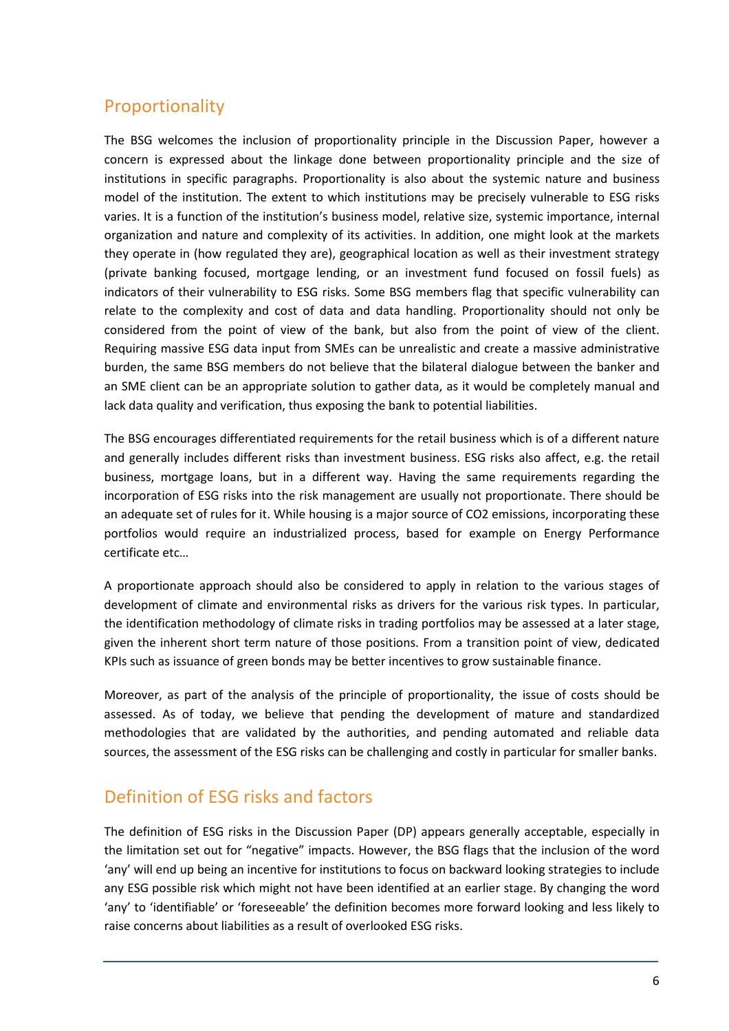## Proportionality

The BSG welcomes the inclusion of proportionality principle in the Discussion Paper, however a concern is expressed about the linkage done between proportionality principle and the size of institutions in specific paragraphs. Proportionality is also about the systemic nature and business model of the institution. The extent to which institutions may be precisely vulnerable to ESG risks varies. It is a function of the institution's business model, relative size, systemic importance, internal organization and nature and complexity of its activities. In addition, one might look at the markets they operate in (how regulated they are), geographical location as well as their investment strategy (private banking focused, mortgage lending, or an investment fund focused on fossil fuels) as indicators of their vulnerability to ESG risks. Some BSG members flag that specific vulnerability can relate to the complexity and cost of data and data handling. Proportionality should not only be considered from the point of view of the bank, but also from the point of view of the client. Requiring massive ESG data input from SMEs can be unrealistic and create a massive administrative burden, the same BSG members do not believe that the bilateral dialogue between the banker and an SME client can be an appropriate solution to gather data, as it would be completely manual and lack data quality and verification, thus exposing the bank to potential liabilities.

The BSG encourages differentiated requirements for the retail business which is of a different nature and generally includes different risks than investment business. ESG risks also affect, e.g. the retail business, mortgage loans, but in a different way. Having the same requirements regarding the incorporation of ESG risks into the risk management are usually not proportionate. There should be an adequate set of rules for it. While housing is a major source of $CO_2$ emissions, incorporating these portfolios would require an industrialized process, based for example on Energy Performance certificate etc…

A proportionate approach should also be considered to apply in relation to the various stages of development of climate and environmental risks as drivers for the various risk types. In particular, the identification methodology of climate risks in trading portfolios may be assessed at a later stage, given the inherent short term nature of those positions. From a transition point of view, dedicated KPIs such as issuance of green bonds may be better incentives to grow sustainable finance.

Moreover, as part of the analysis of the principle of proportionality, the issue of costs should be assessed. As of today, we believe that pending the development of mature and standardized methodologies that are validated by the authorities, and pending automated and reliable data sources, the assessment of the ESG risks can be challenging and costly in particular for smaller banks.

## Definition of ESG risks and factors

The definition of ESG risks in the Discussion Paper (DP) appears generally acceptable, especially in the limitation set out for "negative" impacts. However, the BSG flags that the inclusion of the word 'any' will end up being an incentive for institutions to focus on backward looking strategies to include any ESG possible risk which might not have been identified at an earlier stage. By changing the word 'any' to 'identifiable' or 'foreseeable' the definition becomes more forward looking and less likely to raise concerns about liabilities as a result of overlooked ESG risks.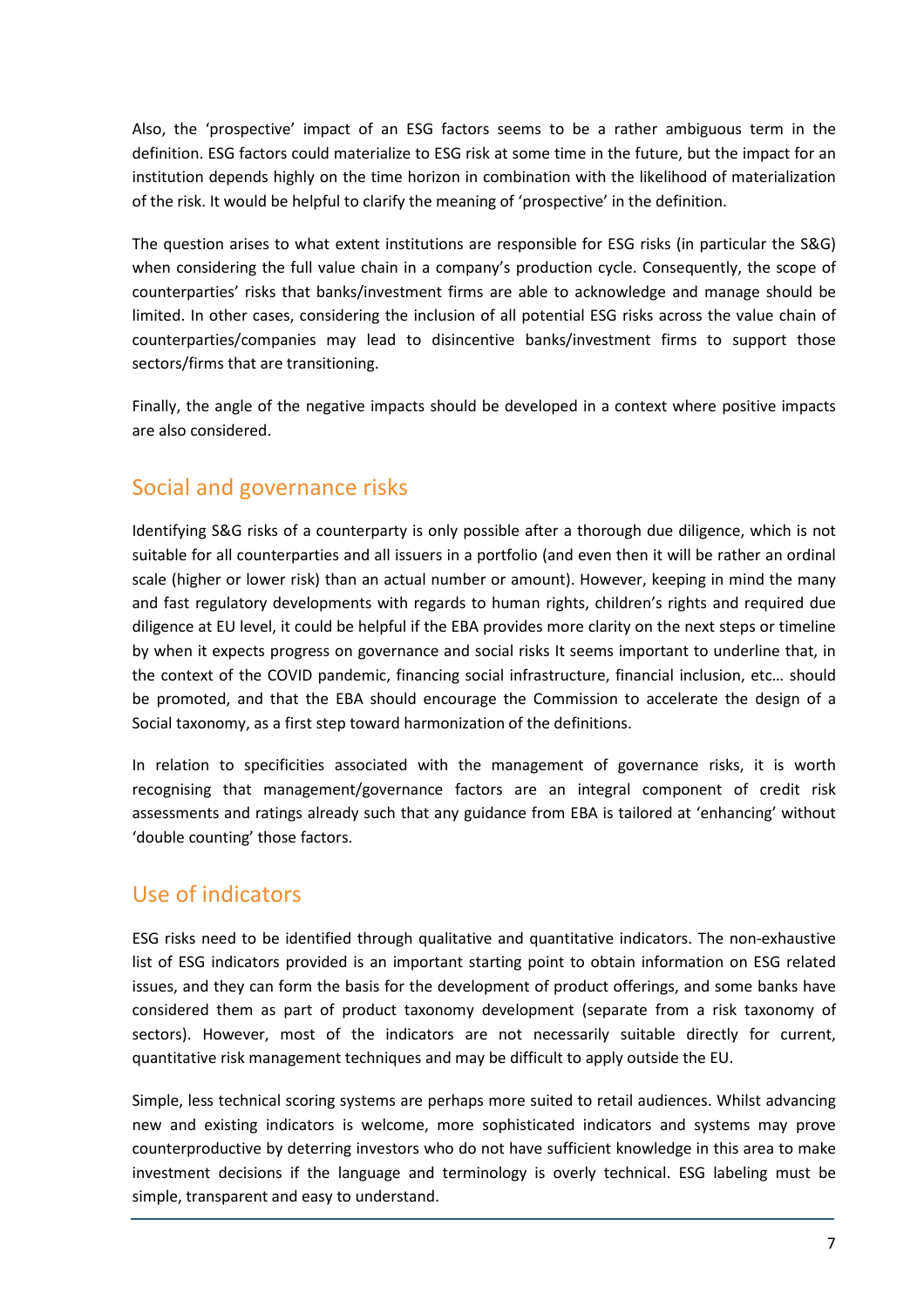Also, the 'prospective' impact of an ESG factors seems to be a rather ambiguous term in the definition. ESG factors could materialize to ESG risk at some time in the future, but the impact for an institution depends highly on the time horizon in combination with the likelihood of materialization of the risk. It would be helpful to clarify the meaning of 'prospective' in the definition.

The question arises to what extent institutions are responsible for ESG risks (in particular the S&G) when considering the full value chain in a company's production cycle. Consequently, the scope of counterparties' risks that banks/investment firms are able to acknowledge and manage should be limited. In other cases, considering the inclusion of all potential ESG risks across the value chain of counterparties/companies may lead to disincentive banks/investment firms to support those sectors/firms that are transitioning.

Finally, the angle of the negative impacts should be developed in a context where positive impacts are also considered.

## Social and governance risks

Identifying S&G risks of a counterparty is only possible after a thorough due diligence, which is not suitable for all counterparties and all issuers in a portfolio (and even then it will be rather an ordinal scale (higher or lower risk) than an actual number or amount). However, keeping in mind the many and fast regulatory developments with regards to human rights, children's rights and required due diligence at EU level, it could be helpful if the EBA provides more clarity on the next steps or timeline by when it expects progress on governance and social risks It seems important to underline that, in the context of the COVID pandemic, financing social infrastructure, financial inclusion, etc… should be promoted, and that the EBA should encourage the Commission to accelerate the design of a Social taxonomy, as a first step toward harmonization of the definitions.

In relation to specificities associated with the management of governance risks, it is worth recognising that management/governance factors are an integral component of credit risk assessments and ratings already such that any guidance from EBA is tailored at 'enhancing' without 'double counting' those factors.

## Use of indicators

ESG risks need to be identified through qualitative and quantitative indicators. The non-exhaustive list of ESG indicators provided is an important starting point to obtain information on ESG related issues, and they can form the basis for the development of product offerings, and some banks have considered them as part of product taxonomy development (separate from a risk taxonomy of sectors). However, most of the indicators are not necessarily suitable directly for current, quantitative risk management techniques and may be difficult to apply outside the EU.

Simple, less technical scoring systems are perhaps more suited to retail audiences. Whilst advancing new and existing indicators is welcome, more sophisticated indicators and systems may prove counterproductive by deterring investors who do not have sufficient knowledge in this area to make investment decisions if the language and terminology is overly technical. ESG labeling must be simple, transparent and easy to understand.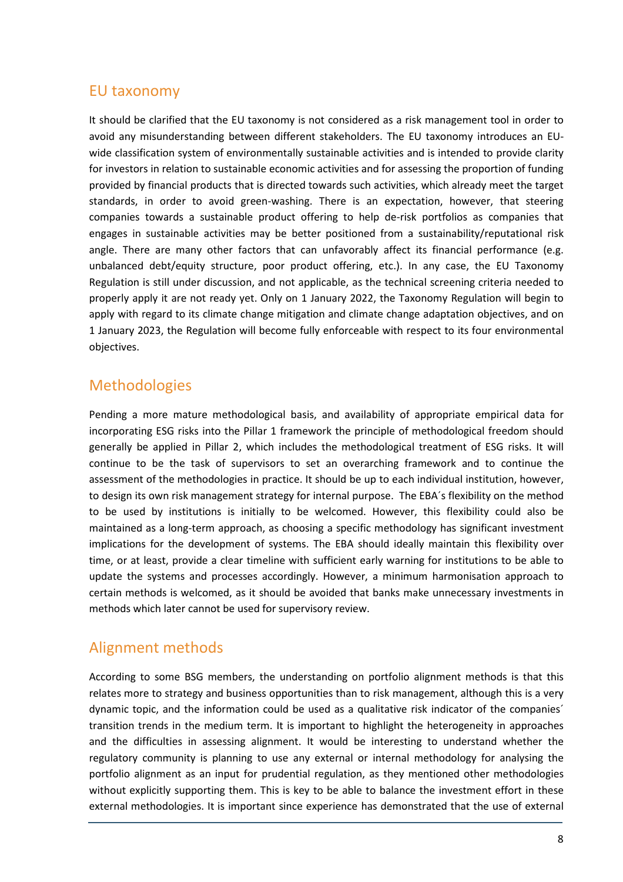## EU taxonomy

It should be clarified that the EU taxonomy is not considered as a risk management tool in order to avoid any misunderstanding between different stakeholders. The EU taxonomy introduces an EU-wide classification system of environmentally sustainable activities and is intended to provide clarity for investors in relation to sustainable economic activities and for assessing the proportion of funding provided by financial products that is directed towards such activities, which already meet the target standards, in order to avoid green-washing. There is an expectation, however, that steering companies towards a sustainable product offering to help de-risk portfolios as companies that engages in sustainable activities may be better positioned from a sustainability/reputational risk angle. There are many other factors that can unfavorably affect its financial performance (e.g. unbalanced debt/equity structure, poor product offering, etc.). In any case, the EU Taxonomy Regulation is still under discussion, and not applicable, as the technical screening criteria needed to properly apply it are not ready yet. Only on 1 January 2022, the Taxonomy Regulation will begin to apply with regard to its climate change mitigation and climate change adaptation objectives, and on 1 January 2023, the Regulation will become fully enforceable with respect to its four environmental objectives.

## Methodologies

Pending a more mature methodological basis, and availability of appropriate empirical data for incorporating ESG risks into the Pillar 1 framework the principle of methodological freedom should generally be applied in Pillar 2, which includes the methodological treatment of ESG risks. It will continue to be the task of supervisors to set an overarching framework and to continue the assessment of the methodologies in practice. It should be up to each individual institution, however, to design its own risk management strategy for internal purpose. The EBA´s flexibility on the method to be used by institutions is initially to be welcomed. However, this flexibility could also be maintained as a long-term approach, as choosing a specific methodology has significant investment implications for the development of systems. The EBA should ideally maintain this flexibility over time, or at least, provide a clear timeline with sufficient early warning for institutions to be able to update the systems and processes accordingly. However, a minimum harmonisation approach to certain methods is welcomed, as it should be avoided that banks make unnecessary investments in methods which later cannot be used for supervisory review.

## Alignment methods

According to some BSG members, the understanding on portfolio alignment methods is that this relates more to strategy and business opportunities than to risk management, although this is a very dynamic topic, and the information could be used as a qualitative risk indicator of the companies´ transition trends in the medium term. It is important to highlight the heterogeneity in approaches and the difficulties in assessing alignment. It would be interesting to understand whether the regulatory community is planning to use any external or internal methodology for analysing the portfolio alignment as an input for prudential regulation, as they mentioned other methodologies without explicitly supporting them. This is key to be able to balance the investment effort in these external methodologies. It is important since experience has demonstrated that the use of external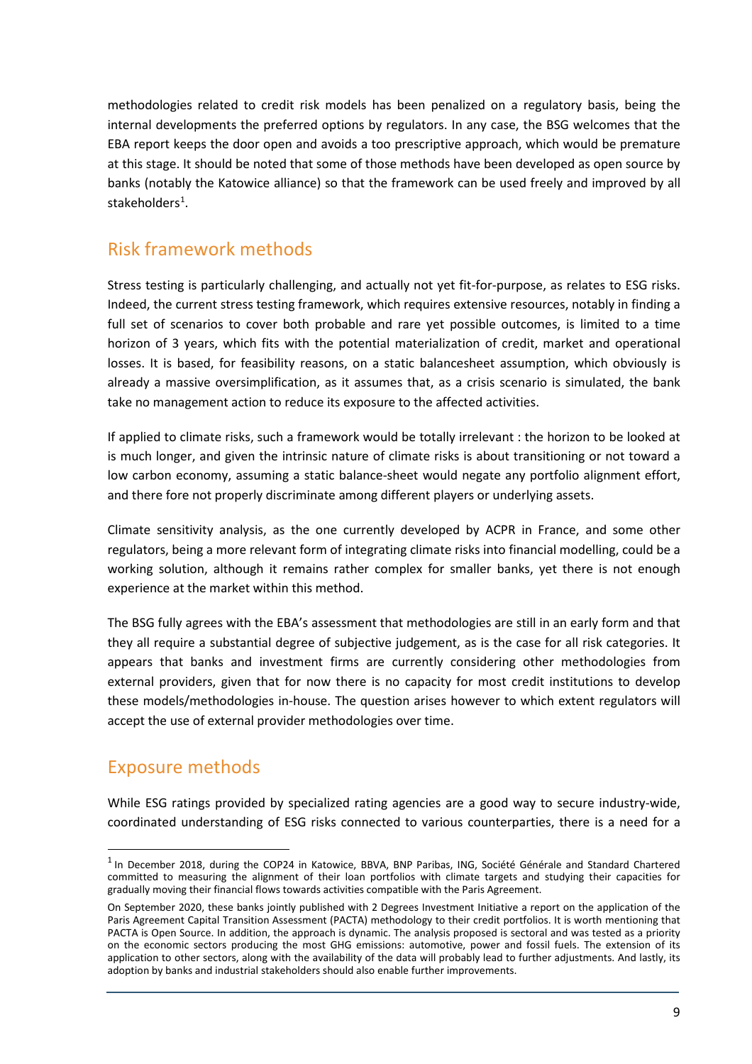methodologies related to credit risk models has been penalized on a regulatory basis, being the internal developments the preferred options by regulators. In any case, the BSG welcomes that the EBA report keeps the door open and avoids a too prescriptive approach, which would be premature at this stage. It should be noted that some of those methods have been developed as open source by banks (notably the Katowice alliance) so that the framework can be used freely and improved by all stakeholders[1].

## Risk framework methods

Stress testing is particularly challenging, and actually not yet fit-for-purpose, as relates to ESG risks. Indeed, the current stress testing framework, which requires extensive resources, notably in finding a full set of scenarios to cover both probable and rare yet possible outcomes, is limited to a time horizon of 3 years, which fits with the potential materialization of credit, market and operational losses. It is based, for feasibility reasons, on a static balancesheet assumption, which obviously is already a massive oversimplification, as it assumes that, as a crisis scenario is simulated, the bank take no management action to reduce its exposure to the affected activities.

If applied to climate risks, such a framework would be totally irrelevant : the horizon to be looked at is much longer, and given the intrinsic nature of climate risks is about transitioning or not toward a low carbon economy, assuming a static balance-sheet would negate any portfolio alignment effort, and there fore not properly discriminate among different players or underlying assets.

Climate sensitivity analysis, as the one currently developed by ACPR in France, and some other regulators, being a more relevant form of integrating climate risks into financial modelling, could be a working solution, although it remains rather complex for smaller banks, yet there is not enough experience at the market within this method.

The BSG fully agrees with the EBA's assessment that methodologies are still in an early form and that they all require a substantial degree of subjective judgement, as is the case for all risk categories. It appears that banks and investment firms are currently considering other methodologies from external providers, given that for now there is no capacity for most credit institutions to develop these models/methodologies in-house. The question arises however to which extent regulators will accept the use of external provider methodologies over time.

## Exposure methods

While ESG ratings provided by specialized rating agencies are a good way to secure industry-wide, coordinated understanding of ESG risks connected to various counterparties, there is a need for a

---

[1] In December 2018, during the COP24 in Katowice, BBVA, BNP Paribas, ING, Société Générale and Standard Chartered committed to measuring the alignment of their loan portfolios with climate targets and studying their capacities for gradually moving their financial flows towards activities compatible with the Paris Agreement.

On September 2020, these banks jointly published with 2 Degrees Investment Initiative a report on the application of the Paris Agreement Capital Transition Assessment (PACTA) methodology to their credit portfolios. It is worth mentioning that PACTA is Open Source. In addition, the approach is dynamic. The analysis proposed is sectoral and was tested as a priority on the economic sectors producing the most GHG emissions: automotive, power and fossil fuels. The extension of its application to other sectors, along with the availability of the data will probably lead to further adjustments. And lastly, its adoption by banks and industrial stakeholders should also enable further improvements.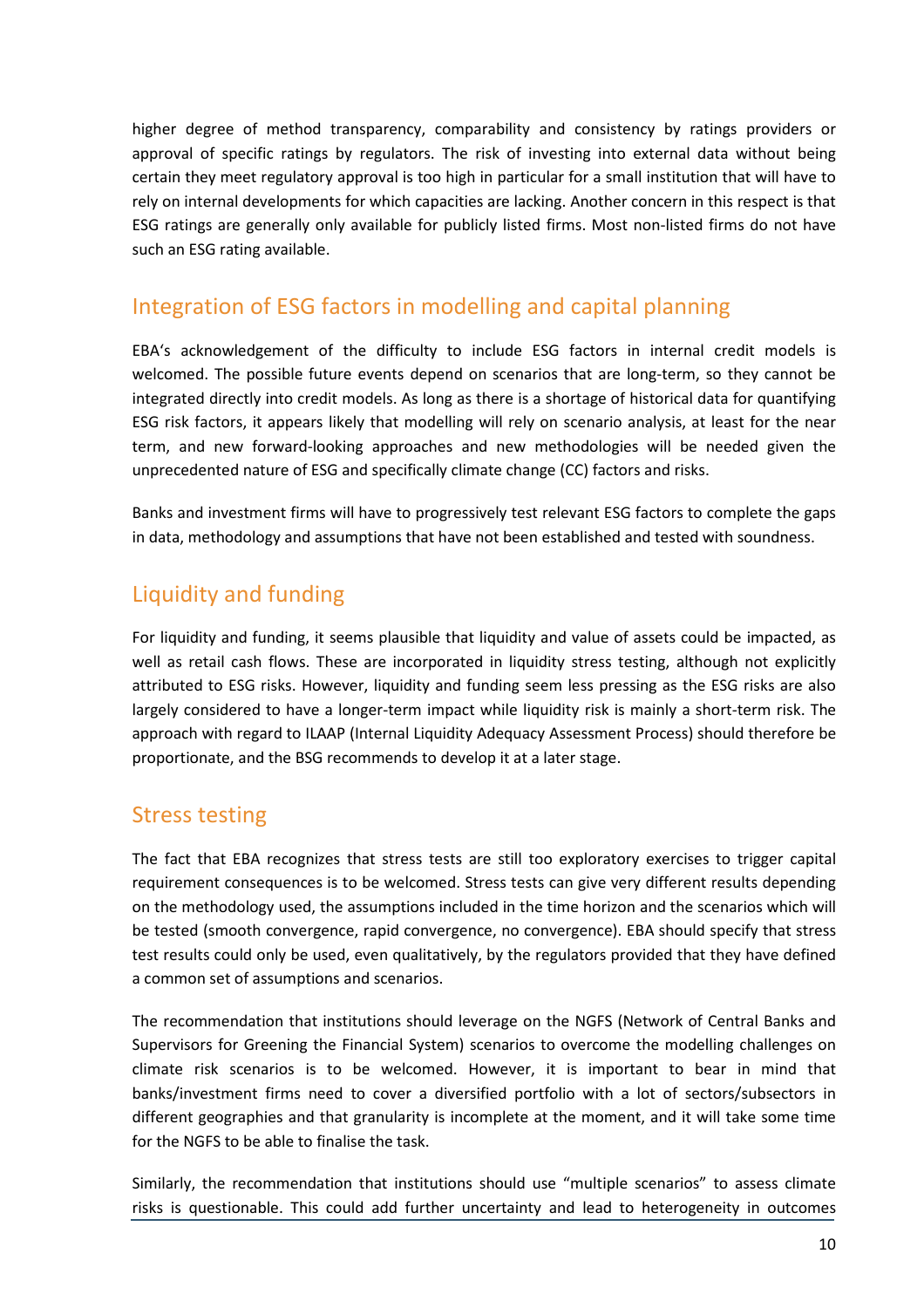higher degree of method transparency, comparability and consistency by ratings providers or approval of specific ratings by regulators. The risk of investing into external data without being certain they meet regulatory approval is too high in particular for a small institution that will have to rely on internal developments for which capacities are lacking. Another concern in this respect is that ESG ratings are generally only available for publicly listed firms. Most non-listed firms do not have such an ESG rating available.

## Integration of ESG factors in modelling and capital planning

EBA's acknowledgement of the difficulty to include ESG factors in internal credit models is welcomed. The possible future events depend on scenarios that are long-term, so they cannot be integrated directly into credit models. As long as there is a shortage of historical data for quantifying ESG risk factors, it appears likely that modelling will rely on scenario analysis, at least for the near term, and new forward-looking approaches and new methodologies will be needed given the unprecedented nature of ESG and specifically climate change (CC) factors and risks.

Banks and investment firms will have to progressively test relevant ESG factors to complete the gaps in data, methodology and assumptions that have not been established and tested with soundness.

## Liquidity and funding

For liquidity and funding, it seems plausible that liquidity and value of assets could be impacted, as well as retail cash flows. These are incorporated in liquidity stress testing, although not explicitly attributed to ESG risks. However, liquidity and funding seem less pressing as the ESG risks are also largely considered to have a longer-term impact while liquidity risk is mainly a short-term risk. The approach with regard to ILAAP (Internal Liquidity Adequacy Assessment Process) should therefore be proportionate, and the BSG recommends to develop it at a later stage.

## Stress testing

The fact that EBA recognizes that stress tests are still too exploratory exercises to trigger capital requirement consequences is to be welcomed. Stress tests can give very different results depending on the methodology used, the assumptions included in the time horizon and the scenarios which will be tested (smooth convergence, rapid convergence, no convergence). EBA should specify that stress test results could only be used, even qualitatively, by the regulators provided that they have defined a common set of assumptions and scenarios.

The recommendation that institutions should leverage on the NGFS (Network of Central Banks and Supervisors for Greening the Financial System) scenarios to overcome the modelling challenges on climate risk scenarios is to be welcomed. However, it is important to bear in mind that banks/investment firms need to cover a diversified portfolio with a lot of sectors/subsectors in different geographies and that granularity is incomplete at the moment, and it will take some time for the NGFS to be able to finalise the task.

Similarly, the recommendation that institutions should use "multiple scenarios" to assess climate risks is questionable. This could add further uncertainty and lead to heterogeneity in outcomes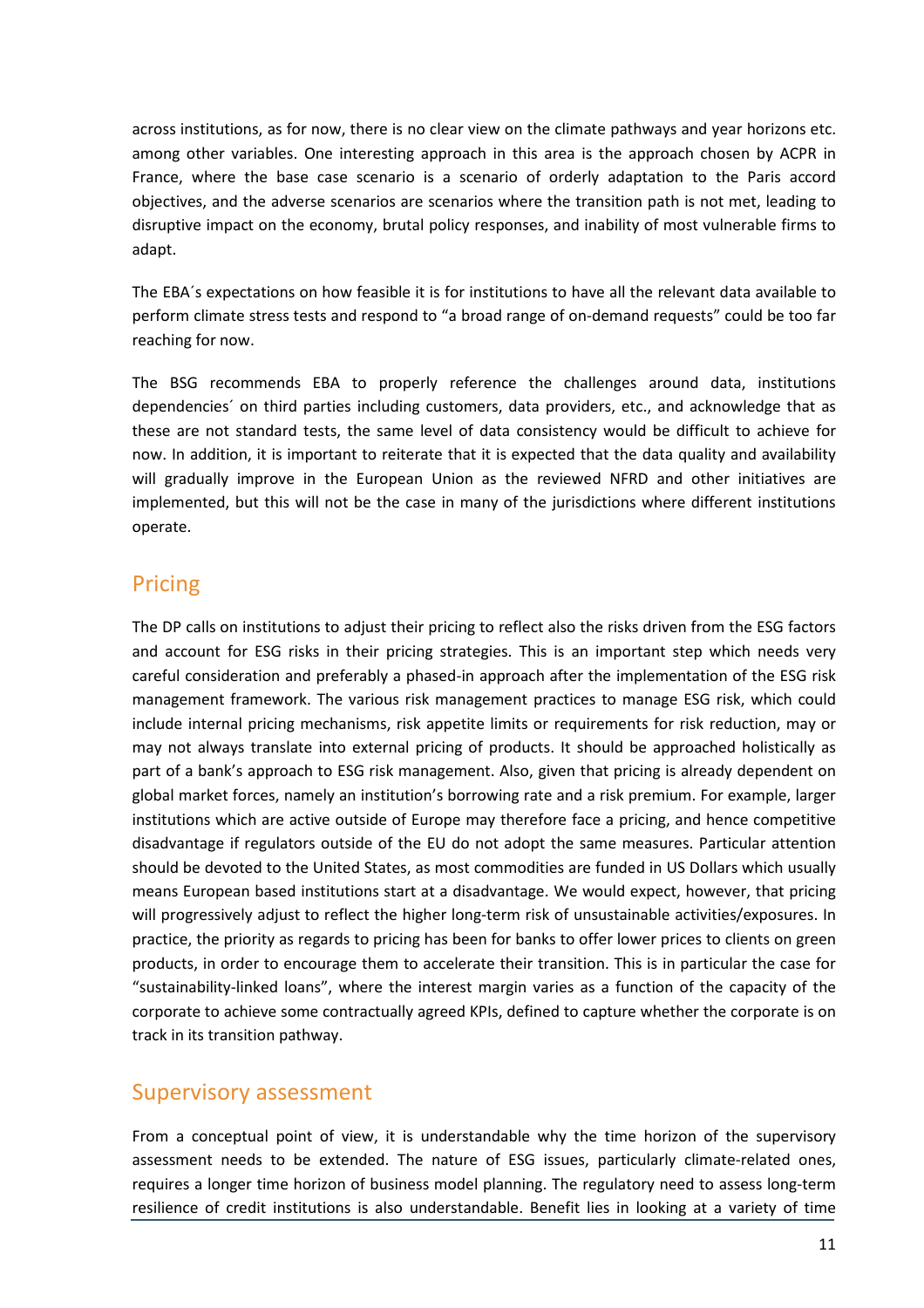across institutions, as for now, there is no clear view on the climate pathways and year horizons etc. among other variables. One interesting approach in this area is the approach chosen by ACPR in France, where the base case scenario is a scenario of orderly adaptation to the Paris accord objectives, and the adverse scenarios are scenarios where the transition path is not met, leading to disruptive impact on the economy, brutal policy responses, and inability of most vulnerable firms to adapt.

The EBA´s expectations on how feasible it is for institutions to have all the relevant data available to perform climate stress tests and respond to "a broad range of on-demand requests" could be too far reaching for now.

The BSG recommends EBA to properly reference the challenges around data, institutions dependencies´ on third parties including customers, data providers, etc., and acknowledge that as these are not standard tests, the same level of data consistency would be difficult to achieve for now. In addition, it is important to reiterate that it is expected that the data quality and availability will gradually improve in the European Union as the reviewed NFRD and other initiatives are implemented, but this will not be the case in many of the jurisdictions where different institutions operate.

## Pricing

The DP calls on institutions to adjust their pricing to reflect also the risks driven from the ESG factors and account for ESG risks in their pricing strategies. This is an important step which needs very careful consideration and preferably a phased-in approach after the implementation of the ESG risk management framework. The various risk management practices to manage ESG risk, which could include internal pricing mechanisms, risk appetite limits or requirements for risk reduction, may or may not always translate into external pricing of products. It should be approached holistically as part of a bank's approach to ESG risk management. Also, given that pricing is already dependent on global market forces, namely an institution's borrowing rate and a risk premium. For example, larger institutions which are active outside of Europe may therefore face a pricing, and hence competitive disadvantage if regulators outside of the EU do not adopt the same measures. Particular attention should be devoted to the United States, as most commodities are funded in US Dollars which usually means European based institutions start at a disadvantage. We would expect, however, that pricing will progressively adjust to reflect the higher long-term risk of unsustainable activities/exposures. In practice, the priority as regards to pricing has been for banks to offer lower prices to clients on green products, in order to encourage them to accelerate their transition. This is in particular the case for "sustainability-linked loans", where the interest margin varies as a function of the capacity of the corporate to achieve some contractually agreed KPIs, defined to capture whether the corporate is on track in its transition pathway.

## Supervisory assessment

From a conceptual point of view, it is understandable why the time horizon of the supervisory assessment needs to be extended. The nature of ESG issues, particularly climate-related ones, requires a longer time horizon of business model planning. The regulatory need to assess long-term resilience of credit institutions is also understandable. Benefit lies in looking at a variety of time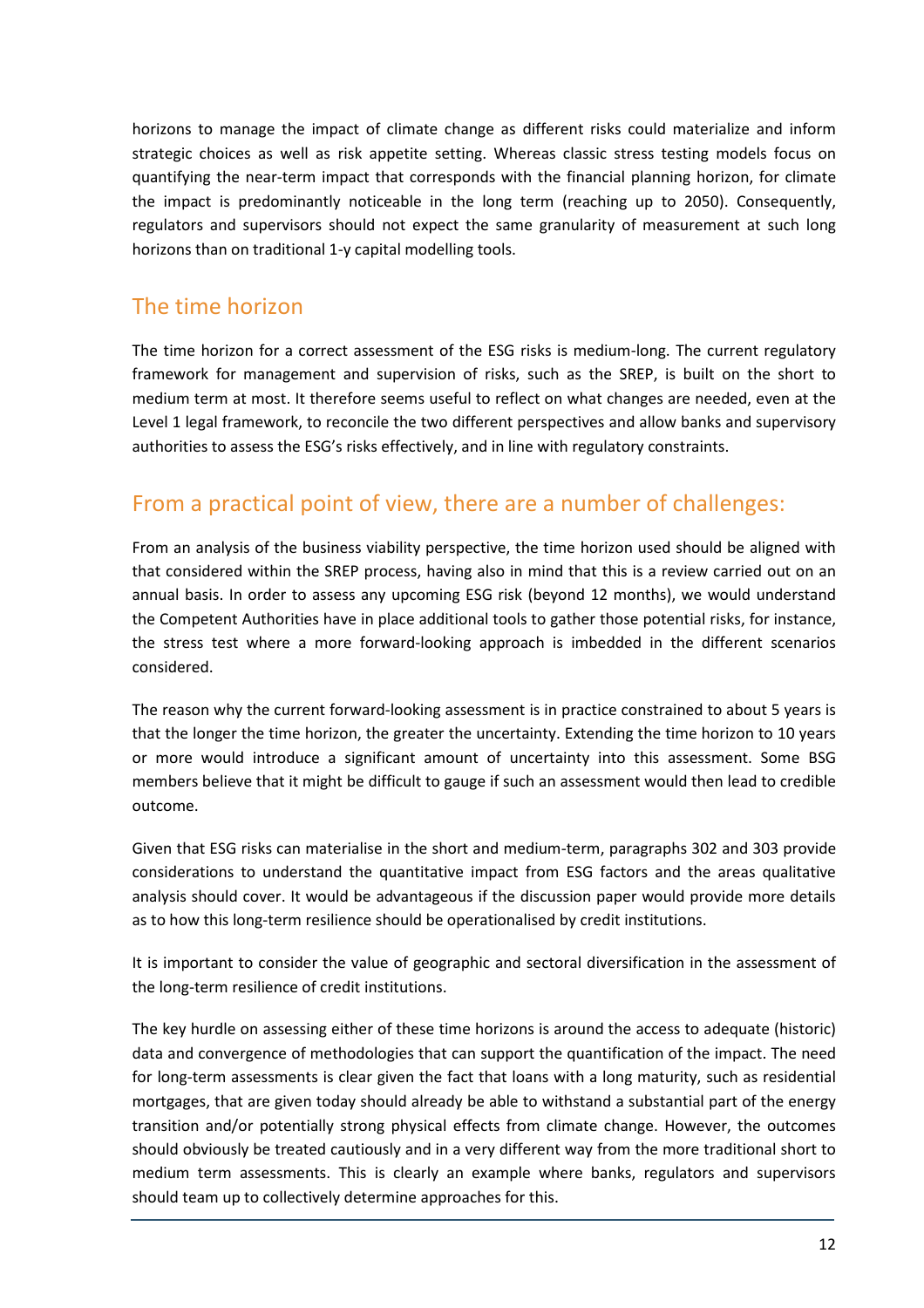horizons to manage the impact of climate change as different risks could materialize and inform strategic choices as well as risk appetite setting. Whereas classic stress testing models focus on quantifying the near-term impact that corresponds with the financial planning horizon, for climate the impact is predominantly noticeable in the long term (reaching up to 2050). Consequently, regulators and supervisors should not expect the same granularity of measurement at such long horizons than on traditional 1-y capital modelling tools.

## The time horizon

The time horizon for a correct assessment of the ESG risks is medium-long. The current regulatory framework for management and supervision of risks, such as the SREP, is built on the short to medium term at most. It therefore seems useful to reflect on what changes are needed, even at the Level 1 legal framework, to reconcile the two different perspectives and allow banks and supervisory authorities to assess the ESG's risks effectively, and in line with regulatory constraints.

## From a practical point of view, there are a number of challenges:

From an analysis of the business viability perspective, the time horizon used should be aligned with that considered within the SREP process, having also in mind that this is a review carried out on an annual basis. In order to assess any upcoming ESG risk (beyond 12 months), we would understand the Competent Authorities have in place additional tools to gather those potential risks, for instance, the stress test where a more forward-looking approach is imbedded in the different scenarios considered.

The reason why the current forward-looking assessment is in practice constrained to about 5 years is that the longer the time horizon, the greater the uncertainty. Extending the time horizon to 10 years or more would introduce a significant amount of uncertainty into this assessment. Some BSG members believe that it might be difficult to gauge if such an assessment would then lead to credible outcome.

Given that ESG risks can materialise in the short and medium-term, paragraphs 302 and 303 provide considerations to understand the quantitative impact from ESG factors and the areas qualitative analysis should cover. It would be advantageous if the discussion paper would provide more details as to how this long-term resilience should be operationalised by credit institutions.

It is important to consider the value of geographic and sectoral diversification in the assessment of the long-term resilience of credit institutions.

The key hurdle on assessing either of these time horizons is around the access to adequate (historic) data and convergence of methodologies that can support the quantification of the impact. The need for long-term assessments is clear given the fact that loans with a long maturity, such as residential mortgages, that are given today should already be able to withstand a substantial part of the energy transition and/or potentially strong physical effects from climate change. However, the outcomes should obviously be treated cautiously and in a very different way from the more traditional short to medium term assessments. This is clearly an example where banks, regulators and supervisors should team up to collectively determine approaches for this.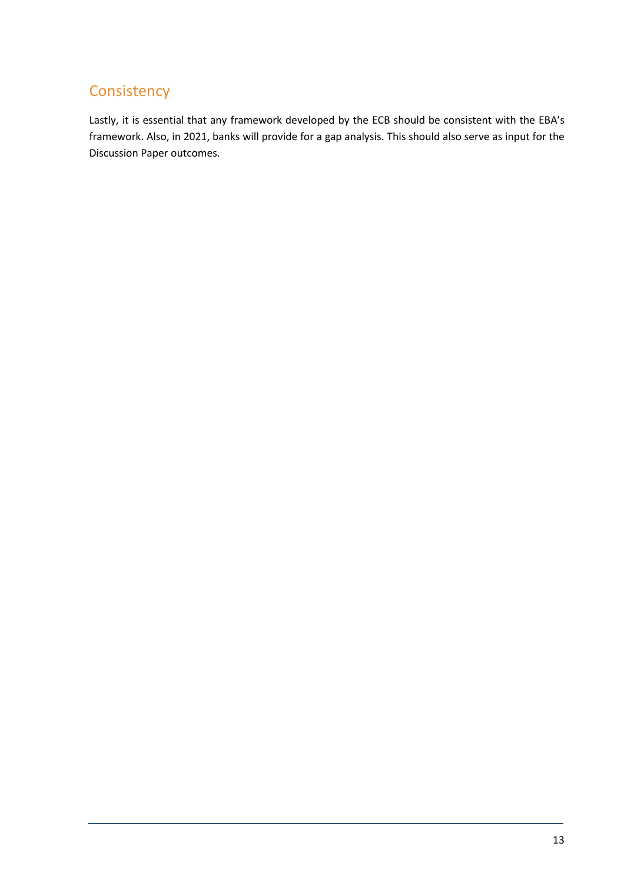## Consistency

Lastly, it is essential that any framework developed by the ECB should be consistent with the EBA's framework. Also, in 2021, banks will provide for a gap analysis. This should also serve as input for the Discussion Paper outcomes.